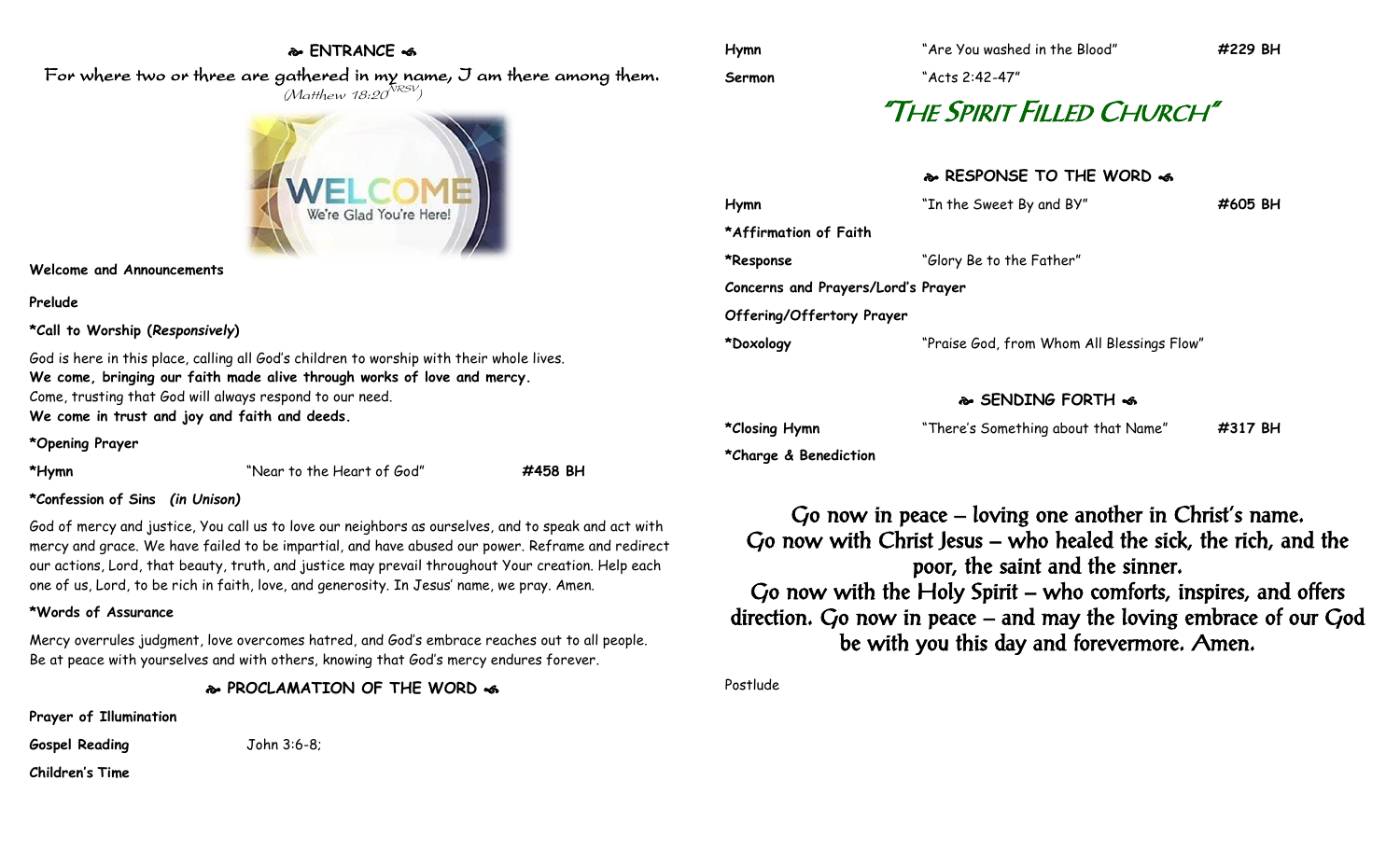## ❧ ENTRANCE ☙

For where two or three are gathered in my name, I am there among them.
*(Matthew 18:20[NRSV])*

WELCOME
We're Glad You're Here!

**Welcome and Announcements**

**Prelude**

***Call to Worship (*Responsively*)**

God is here in this place, calling all God's children to worship with their whole lives.
**We come, bringing our faith made alive through works of love and mercy.**
Come, trusting that God will always respond to our need.
**We come in trust and joy and faith and deeds.**

***Opening Prayer**

| | | |
|---|---|---|
| ***Hymn** | "Near to the Heart of God" | **#458 BH** |

***Confession of Sins** ***(in Unison)***

God of mercy and justice, You call us to love our neighbors as ourselves, and to speak and act with mercy and grace. We have failed to be impartial, and have abused our power. Reframe and redirect our actions, Lord, that beauty, truth, and justice may prevail throughout Your creation. Help each one of us, Lord, to be rich in faith, love, and generosity. In Jesus' name, we pray. Amen.

***Words of Assurance**

Mercy overrules judgment, love overcomes hatred, and God's embrace reaches out to all people.
Be at peace with yourselves and with others, knowing that God's mercy endures forever.

## ❧ PROCLAMATION OF THE WORD ☙

**Prayer of Illumination**

| | |
|---|---|
| **Gospel Reading** | John 3:6-8; |

**Children's Time**

| | | |
|---|---|---|
| **Hymn** | "Are You washed in the Blood" | **#229 BH** |
| **Sermon** | "Acts 2:42-47" | |

# "THE SPIRIT FILLED CHURCH"

## ❧ RESPONSE TO THE WORD ☙

| | | |
|---|---|---|
| **Hymn** | "In the Sweet By and BY" | **#605 BH** |
| ***Affirmation of Faith** | | |
| ***Response** | "Glory Be to the Father" | |
| **Concerns and Prayers/Lord's Prayer** | | |
| **Offering/Offertory Prayer** | | |
| ***Doxology** | "Praise God, from Whom All Blessings Flow" | |

## ❧ SENDING FORTH ☙

| | | |
|---|---|---|
| ***Closing Hymn** | "There's Something about that Name" | **#317 BH** |
| ***Charge & Benediction** | | |

Go now in peace – loving one another in Christ's name.
Go now with Christ Jesus – who healed the sick, the rich, and the poor, the saint and the sinner.
Go now with the Holy Spirit – who comforts, inspires, and offers direction. Go now in peace – and may the loving embrace of our God be with you this day and forevermore. Amen.

Postlude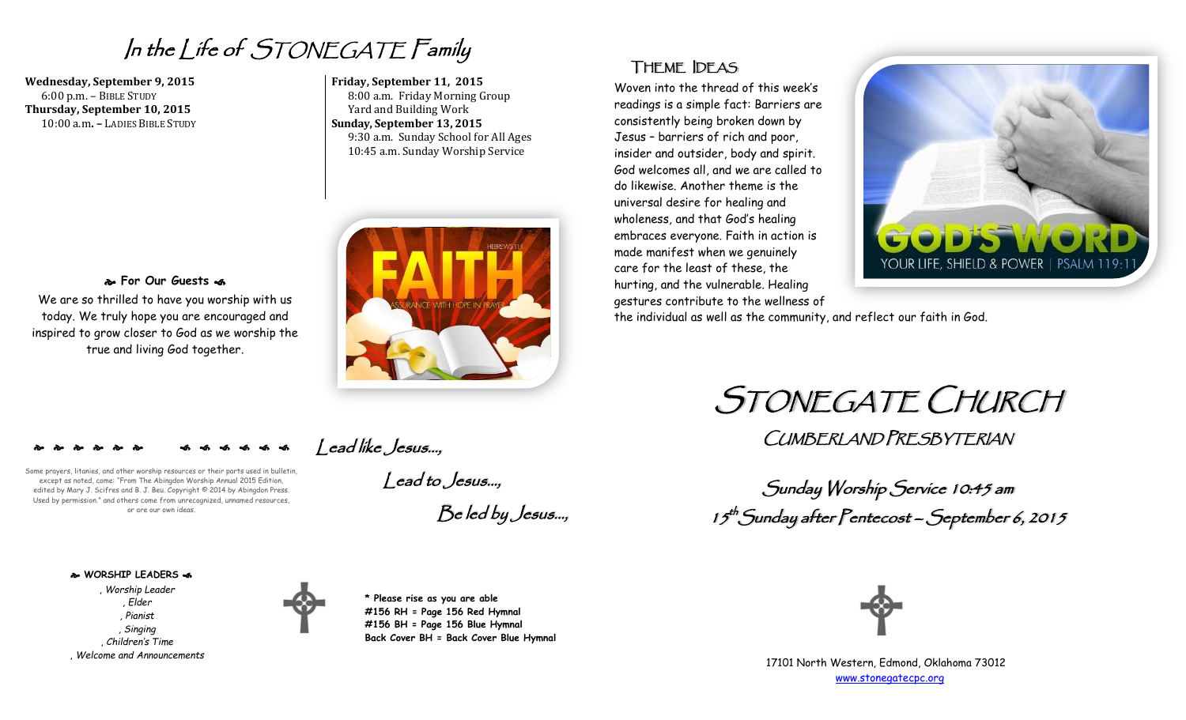# In the Life of STONEGATE Family

**Wednesday, September 9, 2015**
6:00 p.m. – BIBLE STUDY
**Thursday, September 10, 2015**
10:00 a.m. – LADIES BIBLE STUDY

**Friday, September 11, 2015**
8:00 a.m. Friday Morning Group
Yard and Building Work
**Sunday, September 13, 2015**
9:30 a.m. Sunday School for All Ages
10:45 a.m. Sunday Worship Service

**For Our Guests**

We are so thrilled to have you worship with us today. We truly hope you are encouraged and inspired to grow closer to God as we worship the true and living God together.

Some prayers, litanies, and other worship resources or their parts used in bulletin, except as noted, come: "From The Abingdon Worship Annual 2015 Edition, edited by Mary J. Scifres and B. J. Beu. Copyright © 2014 by Abingdon Press. Used by permission." and others come from unrecognized, unnamed resources, or are our own ideas.

*Lead like Jesus…,*

*Lead to Jesus…,*

*Be led by Jesus…,*

**WORSHIP LEADERS**

*, Worship Leader*
*, Elder*
*, Pianist*
*, Singing*
*, Children's Time*
*, Welcome and Announcements*

**\* Please rise as you are able**
**#156 RH = Page 156 Red Hymnal**
**#156 BH = Page 156 Blue Hymnal**
**Back Cover BH = Back Cover Blue Hymnal**

## Theme Ideas

Woven into the thread of this week's readings is a simple fact: Barriers are consistently being broken down by Jesus – barriers of rich and poor, insider and outsider, body and spirit. God welcomes all, and we are called to do likewise. Another theme is the universal desire for healing and wholeness, and that God's healing embraces everyone. Faith in action is made manifest when we genuinely care for the least of these, the hurting, and the vulnerable. Healing gestures contribute to the wellness of the individual as well as the community, and reflect our faith in God.

# STONEGATE CHURCH

## CUMBERLAND PRESBYTERIAN

### Sunday Worship Service 10:45 am

### 15th Sunday after Pentecost – September 6, 2015

17101 North Western, Edmond, Oklahoma 73012
www.stonegatecpc.org